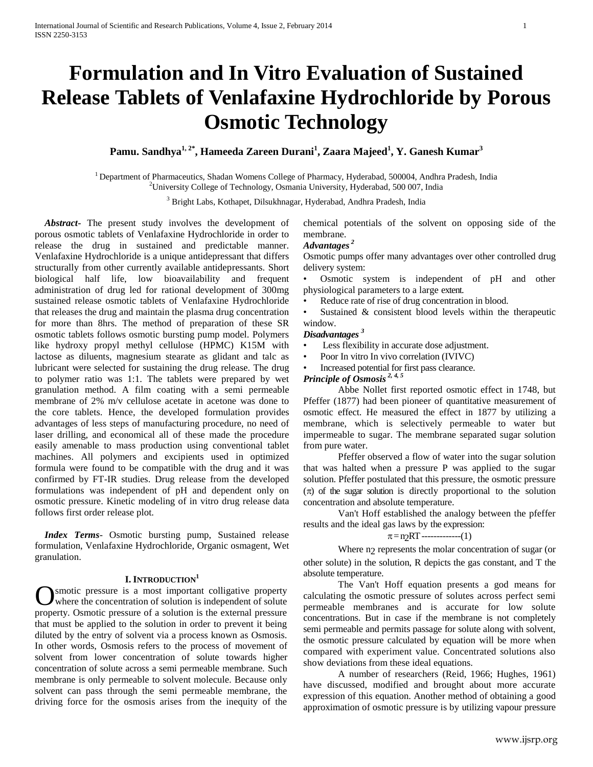# Formulation and In Vitro Evaluation of Sustained Release Tablets of Venlafaxine Hydrochloride by Porous Osmotic Technology

**Pamu. Sandhya[1, 2*], Hameeda Zareen Durani[1], Zaara Majeed[1], Y. Ganesh Kumar[3]**

[1] Department of Pharmaceutics, Shadan Womens College of Pharmacy, Hyderabad, 500004, Andhra Pradesh, India
[2] University College of Technology, Osmania University, Hyderabad, 500 007, India
[3] Bright Labs, Kothapet, Dilsukhnagar, Hyderabad, Andhra Pradesh, India

***Abstract***- The present study involves the development of porous osmotic tablets of Venlafaxine Hydrochloride in order to release the drug in sustained and predictable manner. Venlafaxine Hydrochloride is a unique antidepressant that differs structurally from other currently available antidepressants. Short biological half life, low bioavailability and frequent administration of drug led for rational development of 300mg sustained release osmotic tablets of Venlafaxine Hydrochloride that releases the drug and maintain the plasma drug concentration for more than 8hrs. The method of preparation of these SR osmotic tablets follows osmotic bursting pump model. Polymers like hydroxy propyl methyl cellulose (HPMC) K15M with lactose as diluents, magnesium stearate as glidant and talc as lubricant were selected for sustaining the drug release. The drug to polymer ratio was 1:1. The tablets were prepared by wet granulation method. A film coating with a semi permeable membrane of 2% m/v cellulose acetate in acetone was done to the core tablets. Hence, the developed formulation provides advantages of less steps of manufacturing procedure, no need of laser drilling, and economical all of these made the procedure easily amenable to mass production using conventional tablet machines. All polymers and excipients used in optimized formula were found to be compatible with the drug and it was confirmed by FT-IR studies. Drug release from the developed formulations was independent of pH and dependent only on osmotic pressure. Kinetic modeling of in vitro drug release data follows first order release plot.

***Index Terms***- Osmotic bursting pump, Sustained release formulation, Venlafaxine Hydrochloride, Organic osmagent, Wet granulation.

## I. Introduction[1]

Osmotic pressure is a most important colligative property where the concentration of solution is independent of solute property. Osmotic pressure of a solution is the external pressure that must be applied to the solution in order to prevent it being diluted by the entry of solvent via a process known as Osmosis. In other words, Osmosis refers to the process of movement of solvent from lower concentration of solute towards higher concentration of solute across a semi permeable membrane. Such membrane is only permeable to solvent molecule. Because only solvent can pass through the semi permeable membrane, the driving force for the osmosis arises from the inequity of the chemical potentials of the solvent on opposing side of the membrane.

***Advantages*** [2]

Osmotic pumps offer many advantages over other controlled drug delivery system:

- Osmotic system is independent of pH and other physiological parameters to a large extent.
- Reduce rate of rise of drug concentration in blood.
- Sustained & consistent blood levels within the therapeutic window.

***Disadvantages*** [3]

- Less flexibility in accurate dose adjustment.
- Poor In vitro In vivo correlation (IVIVC)
- Increased potential for first pass clearance.

***Principle of Osmosis*** [2, 4, 5]

Abbe Nollet first reported osmotic effect in 1748, but Pfeffer (1877) had been pioneer of quantitative measurement of osmotic effect. He measured the effect in 1877 by utilizing a membrane, which is selectively permeable to water but impermeable to sugar. The membrane separated sugar solution from pure water.

Pfeffer observed a flow of water into the sugar solution that was halted when a pressure P was applied to the sugar solution. Pfeffer postulated that this pressure, the osmotic pressure ($\pi$) of the sugar solution is directly proportional to the solution concentration and absolute temperature.

Van't Hoff established the analogy between the pfeffer results and the ideal gas laws by the expression:

$$\pi = n_2 RT \text{ -------------(1)}$$

Where $n_2$ represents the molar concentration of sugar (or other solute) in the solution, R depicts the gas constant, and T the absolute temperature.

The Van't Hoff equation presents a god means for calculating the osmotic pressure of solutes across perfect semi permeable membranes and is accurate for low solute concentrations. But in case if the membrane is not completely semi permeable and permits passage for solute along with solvent, the osmotic pressure calculated by equation will be more when compared with experiment value. Concentrated solutions also show deviations from these ideal equations.

A number of researchers (Reid, 1966; Hughes, 1961) have discussed, modified and brought about more accurate expression of this equation. Another method of obtaining a good approximation of osmotic pressure is by utilizing vapour pressure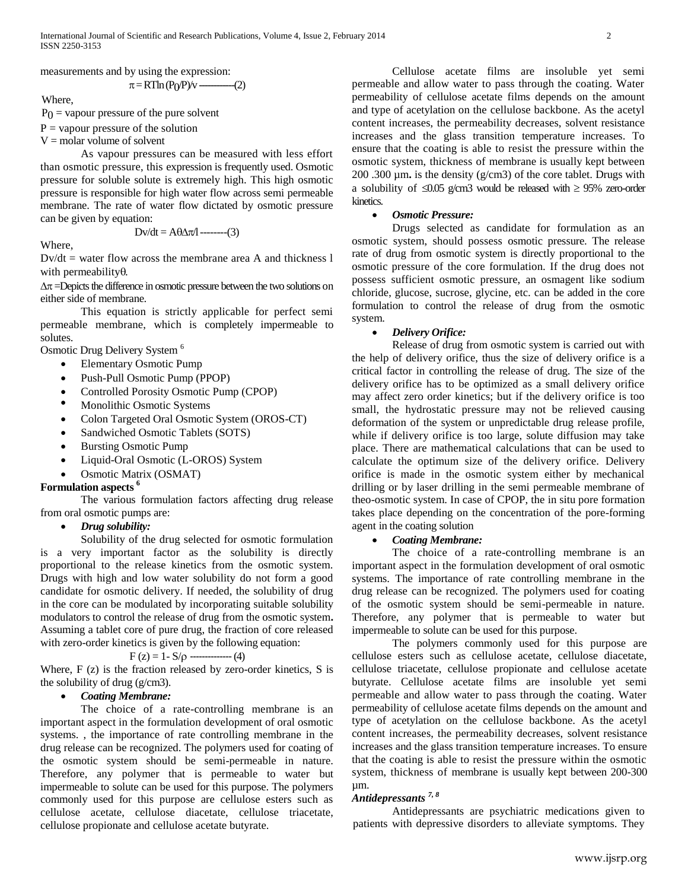measurements and by using the expression:

$$\pi = RT\ln(P_0/P)/v \text{ ———(2)}$$

Where,

$P_0$ = vapour pressure of the pure solvent

P = vapour pressure of the solution

V = molar volume of solvent

As vapour pressures can be measured with less effort than osmotic pressure, this expression is frequently used. Osmotic pressure for soluble solute is extremely high. This high osmotic pressure is responsible for high water flow across semi permeable membrane. The rate of water flow dictated by osmotic pressure can be given by equation:

$$Dv/dt = A\theta\Delta\pi/l \text{ --------(3)}$$

Where,

Dv/dt = water flow across the membrane area A and thickness l with permeability$\theta$.

$\Delta\pi$ =Depicts the difference in osmotic pressure between the two solutions on either side of membrane.

This equation is strictly applicable for perfect semi permeable membrane, which is completely impermeable to solutes.

Osmotic Drug Delivery System [6]

- Elementary Osmotic Pump
- Push-Pull Osmotic Pump (PPOP)
- Controlled Porosity Osmotic Pump (CPOP)
- Monolithic Osmotic Systems
- Colon Targeted Oral Osmotic System (OROS-CT)
- Sandwiched Osmotic Tablets (SOTS)
- Bursting Osmotic Pump
- Liquid-Oral Osmotic (L-OROS) System
- Osmotic Matrix (OSMAT)

**Formulation aspects [6]**

The various formulation factors affecting drug release from oral osmotic pumps are:

- ***Drug solubility:***

Solubility of the drug selected for osmotic formulation is a very important factor as the solubility is directly proportional to the release kinetics from the osmotic system. Drugs with high and low water solubility do not form a good candidate for osmotic delivery. If needed, the solubility of drug in the core can be modulated by incorporating suitable solubility modulators to control the release of drug from the osmotic system**.** Assuming a tablet core of pure drug, the fraction of core released with zero-order kinetics is given by the following equation:

$$F(z) = 1 - S/\rho \text{ ------------- (4)}$$

Where, F (z) is the fraction released by zero-order kinetics, S is the solubility of drug (g/cm3).

- ***Coating Membrane:***

The choice of a rate-controlling membrane is an important aspect in the formulation development of oral osmotic systems. , the importance of rate controlling membrane in the drug release can be recognized. The polymers used for coating of the osmotic system should be semi-permeable in nature. Therefore, any polymer that is permeable to water but impermeable to solute can be used for this purpose. The polymers commonly used for this purpose are cellulose esters such as cellulose acetate, cellulose diacetate, cellulose triacetate, cellulose propionate and cellulose acetate butyrate.

Cellulose acetate films are insoluble yet semi permeable and allow water to pass through the coating. Water permeability of cellulose acetate films depends on the amount and type of acetylation on the cellulose backbone. As the acetyl content increases, the permeability decreases, solvent resistance increases and the glass transition temperature increases. To ensure that the coating is able to resist the pressure within the osmotic system, thickness of membrane is usually kept between 200 .300 μm**.** is the density (g/cm3) of the core tablet. Drugs with a solubility of $\leq$0.05 g/cm3 would be released with $\geq$ 95% zero-order kinetics.

- ***Osmotic Pressure:***

Drugs selected as candidate for formulation as an osmotic system, should possess osmotic pressure. The release rate of drug from osmotic system is directly proportional to the osmotic pressure of the core formulation. If the drug does not possess sufficient osmotic pressure, an osmagent like sodium chloride, glucose, sucrose, glycine, etc. can be added in the core formulation to control the release of drug from the osmotic system.

- ***Delivery Orifice:***

Release of drug from osmotic system is carried out with the help of delivery orifice, thus the size of delivery orifice is a critical factor in controlling the release of drug. The size of the delivery orifice has to be optimized as a small delivery orifice may affect zero order kinetics; but if the delivery orifice is too small, the hydrostatic pressure may not be relieved causing deformation of the system or unpredictable drug release profile, while if delivery orifice is too large, solute diffusion may take place. There are mathematical calculations that can be used to calculate the optimum size of the delivery orifice. Delivery orifice is made in the osmotic system either by mechanical drilling or by laser drilling in the semi permeable membrane of theo-osmotic system. In case of CPOP, the in situ pore formation takes place depending on the concentration of the pore-forming agent in the coating solution

- ***Coating Membrane:***

The choice of a rate-controlling membrane is an important aspect in the formulation development of oral osmotic systems. The importance of rate controlling membrane in the drug release can be recognized. The polymers used for coating of the osmotic system should be semi-permeable in nature. Therefore, any polymer that is permeable to water but impermeable to solute can be used for this purpose.

The polymers commonly used for this purpose are cellulose esters such as cellulose acetate, cellulose diacetate, cellulose triacetate, cellulose propionate and cellulose acetate butyrate. Cellulose acetate films are insoluble yet semi permeable and allow water to pass through the coating. Water permeability of cellulose acetate films depends on the amount and type of acetylation on the cellulose backbone. As the acetyl content increases, the permeability decreases, solvent resistance increases and the glass transition temperature increases. To ensure that the coating is able to resist the pressure within the osmotic system, thickness of membrane is usually kept between 200-300 μm.

***Antidepressants [7, 8]***

Antidepressants are psychiatric medications given to patients with depressive disorders to alleviate symptoms. They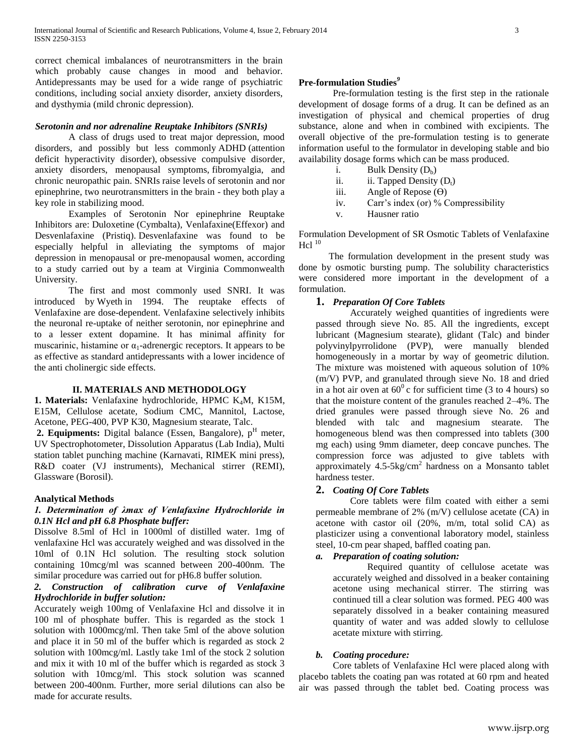correct chemical imbalances of neurotransmitters in the brain which probably cause changes in mood and behavior. Antidepressants may be used for a wide range of psychiatric conditions, including social anxiety disorder, anxiety disorders, and dysthymia (mild chronic depression).

### *Serotonin and nor adrenaline Reuptake Inhibitors (SNRIs)*

A class of drugs used to treat major depression, mood disorders, and possibly but less commonly ADHD (attention deficit hyperactivity disorder), obsessive compulsive disorder, anxiety disorders, menopausal symptoms, fibromyalgia, and chronic neuropathic pain. SNRIs raise levels of serotonin and nor epinephrine, two neurotransmitters in the brain - they both play a key role in stabilizing mood.

Examples of Serotonin Nor epinephrine Reuptake Inhibitors are: Duloxetine (Cymbalta), Venlafaxine(Effexor) and Desvenlafaxine (Pristiq). Desvenlafaxine was found to be especially helpful in alleviating the symptoms of major depression in menopausal or pre-menopausal women, according to a study carried out by a team at Virginia Commonwealth University.

The first and most commonly used SNRI. It was introduced by Wyeth in 1994. The reuptake effects of Venlafaxine are dose-dependent. Venlafaxine selectively inhibits the neuronal re-uptake of neither serotonin, nor epinephrine and to a lesser extent dopamine. It has minimal affinity for muscarinic, histamine or $\alpha_1$-adrenergic receptors. It appears to be as effective as standard antidepressants with a lower incidence of the anti cholinergic side effects.

## II. MATERIALS AND METHODOLOGY

**1. Materials:** Venlafaxine hydrochloride, HPMC $K_4M$, K15M, E15M, Cellulose acetate, Sodium CMC, Mannitol, Lactose, Acetone, PEG-400, PVP K30, Magnesium stearate, Talc.

**2. Equipments:** Digital balance (Essen, Bangalore), $p^H$ meter, UV Spectrophotometer, Dissolution Apparatus (Lab India), Multi station tablet punching machine (Karnavati, RIMEK mini press), R&D coater (VJ instruments), Mechanical stirrer (REMI), Glassware (Borosil).

### Analytical Methods

#### *1. Determination of λmax of Venlafaxine Hydrochloride in 0.1N Hcl and pH 6.8 Phosphate buffer:*

Dissolve 8.5ml of Hcl in 1000ml of distilled water. 1mg of venlafaxine Hcl was accurately weighed and was dissolved in the 10ml of 0.1N Hcl solution. The resulting stock solution containing 10mcg/ml was scanned between 200-400nm. The similar procedure was carried out for pH6.8 buffer solution.

#### *2. Construction of calibration curve of Venlafaxine Hydrochloride in buffer solution:*

Accurately weigh 100mg of Venlafaxine Hcl and dissolve it in 100 ml of phosphate buffer. This is regarded as the stock 1 solution with 1000mcg/ml. Then take 5ml of the above solution and place it in 50 ml of the buffer which is regarded as stock 2 solution with 100mcg/ml. Lastly take 1ml of the stock 2 solution and mix it with 10 ml of the buffer which is regarded as stock 3 solution with 10mcg/ml. This stock solution was scanned between 200-400nm. Further, more serial dilutions can also be made for accurate results.

### Pre-formulation Studies[9]

Pre-formulation testing is the first step in the rationale development of dosage forms of a drug. It can be defined as an investigation of physical and chemical properties of drug substance, alone and when in combined with excipients. The overall objective of the pre-formulation testing is to generate information useful to the formulator in developing stable and bio availability dosage forms which can be mass produced.

i. Bulk Density ($D_b$)
ii. ii. Tapped Density ($D_t$)
iii. Angle of Repose (Ө)
iv. Carr's index (or) % Compressibility
v. Hausner ratio

Formulation Development of SR Osmotic Tablets of Venlafaxine Hcl [10]

The formulation development in the present study was done by osmotic bursting pump. The solubility characteristics were considered more important in the development of a formulation.

#### 1. *Preparation Of Core Tablets*

Accurately weighed quantities of ingredients were passed through sieve No. 85. All the ingredients, except lubricant (Magnesium stearate), glidant (Talc) and binder polyvinylpyrrolidone (PVP), were manually blended homogeneously in a mortar by way of geometric dilution. The mixture was moistened with aqueous solution of 10% (m/V) PVP, and granulated through sieve No. 18 and dried in a hot air oven at $60^0$ c for sufficient time (3 to 4 hours) so that the moisture content of the granules reached 2–4%. The dried granules were passed through sieve No. 26 and blended with talc and magnesium stearate. The homogeneous blend was then compressed into tablets (300 mg each) using 9mm diameter, deep concave punches. The compression force was adjusted to give tablets with approximately 4.5-5kg/cm$^2$ hardness on a Monsanto tablet hardness tester.

#### 2. *Coating Of Core Tablets*

Core tablets were film coated with either a semi permeable membrane of 2% (m/V) cellulose acetate (CA) in acetone with castor oil (20%, m/m, total solid CA) as plasticizer using a conventional laboratory model, stainless steel, 10-cm pear shaped, baffled coating pan.

##### *a. Preparation of coating solution:*

Required quantity of cellulose acetate was accurately weighed and dissolved in a beaker containing acetone using mechanical stirrer. The stirring was continued till a clear solution was formed. PEG 400 was separately dissolved in a beaker containing measured quantity of water and was added slowly to cellulose acetate mixture with stirring.

##### *b. Coating procedure:*

Core tablets of Venlafaxine Hcl were placed along with placebo tablets the coating pan was rotated at 60 rpm and heated air was passed through the tablet bed. Coating process was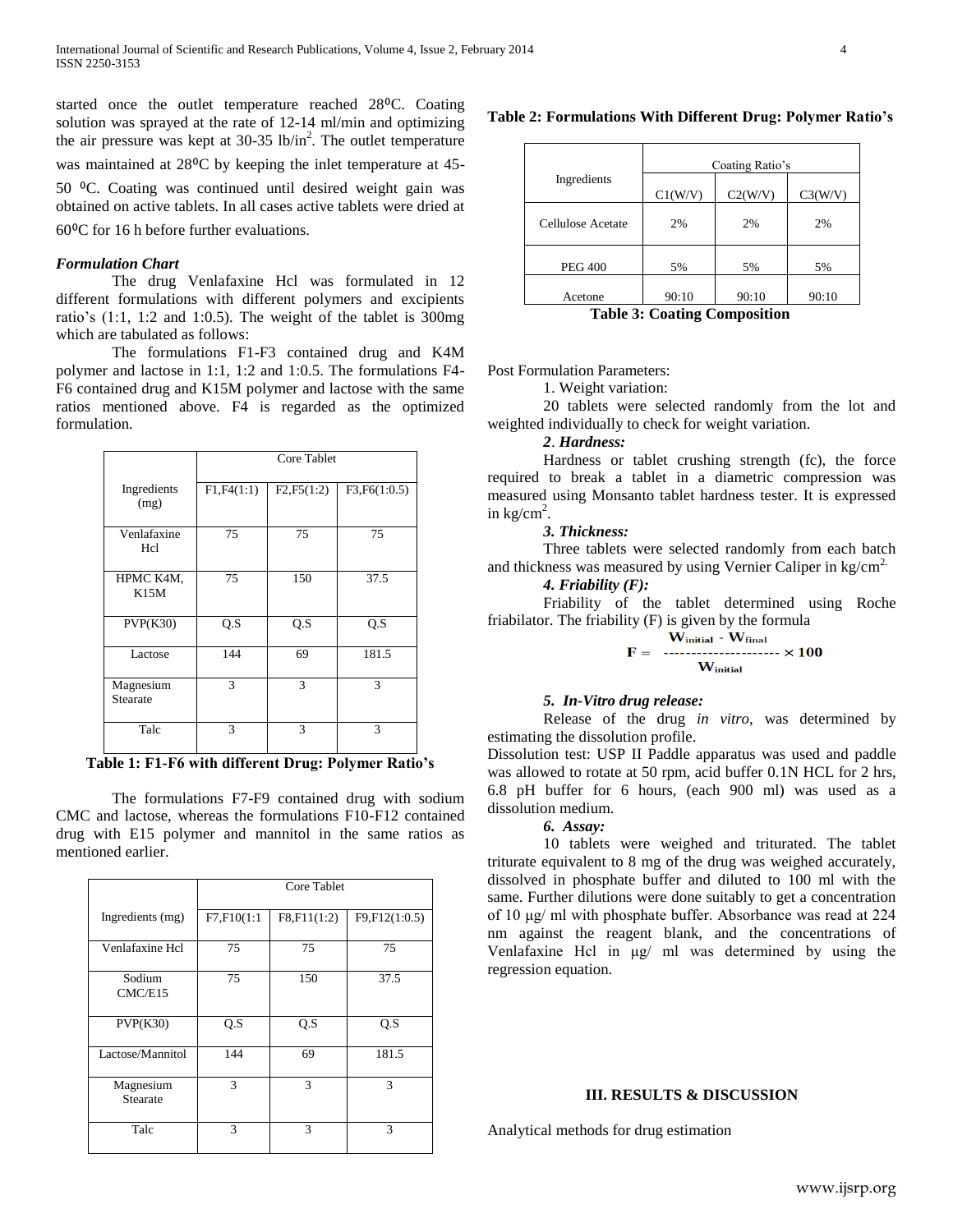started once the outlet temperature reached 28⁰C. Coating solution was sprayed at the rate of 12-14 ml/min and optimizing the air pressure was kept at 30-35 lb/in$^2$. The outlet temperature was maintained at 28⁰C by keeping the inlet temperature at 45-50 ⁰C. Coating was continued until desired weight gain was obtained on active tablets. In all cases active tablets were dried at 60⁰C for 16 h before further evaluations.

### *Formulation Chart*

The drug Venlafaxine Hcl was formulated in 12 different formulations with different polymers and excipients ratio's (1:1, 1:2 and 1:0.5). The weight of the tablet is 300mg which are tabulated as follows:

The formulations F1-F3 contained drug and K4M polymer and lactose in 1:1, 1:2 and 1:0.5. The formulations F4-F6 contained drug and K15M polymer and lactose with the same ratios mentioned above. F4 is regarded as the optimized formulation.

| Ingredients (mg) | Core Tablet | | |
|---|---|---|---|
| | F1,F4(1:1) | F2,F5(1:2) | F3,F6(1:0.5) |
| Venlafaxine Hcl | 75 | 75 | 75 |
| HPMC K4M, K15M | 75 | 150 | 37.5 |
| PVP(K30) | Q.S | Q.S | Q.S |
| Lactose | 144 | 69 | 181.5 |
| Magnesium Stearate | 3 | 3 | 3 |
| Talc | 3 | 3 | 3 |

**Table 1: F1-F6 with different Drug: Polymer Ratio's**

The formulations F7-F9 contained drug with sodium CMC and lactose, whereas the formulations F10-F12 contained drug with E15 polymer and mannitol in the same ratios as mentioned earlier.

| Ingredients (mg) | Core Tablet | | |
|---|---|---|---|
| | F7,F10(1:1 | F8,F11(1:2) | F9,F12(1:0.5) |
| Venlafaxine Hcl | 75 | 75 | 75 |
| Sodium CMC/E15 | 75 | 150 | 37.5 |
| PVP(K30) | Q.S | Q.S | Q.S |
| Lactose/Mannitol | 144 | 69 | 181.5 |
| Magnesium Stearate | 3 | 3 | 3 |
| Talc | 3 | 3 | 3 |

**Table 2: Formulations With Different Drug: Polymer Ratio's**

| Ingredients | Coating Ratio's | | |
|---|---|---|---|
| | C1(W/V) | C2(W/V) | C3(W/V) |
| Cellulose Acetate | 2% | 2% | 2% |
| PEG 400 | 5% | 5% | 5% |
| Acetone | 90:10 | 90:10 | 90:10 |

**Table 3: Coating Composition**

Post Formulation Parameters:

1. Weight variation:

20 tablets were selected randomly from the lot and weighted individually to check for weight variation.

*2. Hardness:*

Hardness or tablet crushing strength (fc), the force required to break a tablet in a diametric compression was measured using Monsanto tablet hardness tester. It is expressed in kg/cm$^2$.

*3. Thickness:*

Three tablets were selected randomly from each batch and thickness was measured by using Vernier Caliper in kg/cm$^2$.

*4. Friability (F):*

Friability of the tablet determined using Roche friabilator. The friability (F) is given by the formula

$$F = \frac{W_{initial} - W_{final}}{W_{initial}} \times 100$$

*5. In-Vitro drug release:*

Release of the drug *in vitro*, was determined by estimating the dissolution profile.

Dissolution test: USP II Paddle apparatus was used and paddle was allowed to rotate at 50 rpm, acid buffer 0.1N HCL for 2 hrs, 6.8 pH buffer for 6 hours, (each 900 ml) was used as a dissolution medium.

*6. Assay:*

10 tablets were weighed and triturated. The tablet triturate equivalent to 8 mg of the drug was weighed accurately, dissolved in phosphate buffer and diluted to 100 ml with the same. Further dilutions were done suitably to get a concentration of 10 µg/ ml with phosphate buffer. Absorbance was read at 224 nm against the reagent blank, and the concentrations of Venlafaxine Hcl in µg/ ml was determined by using the regression equation.

## III. RESULTS & DISCUSSION

Analytical methods for drug estimation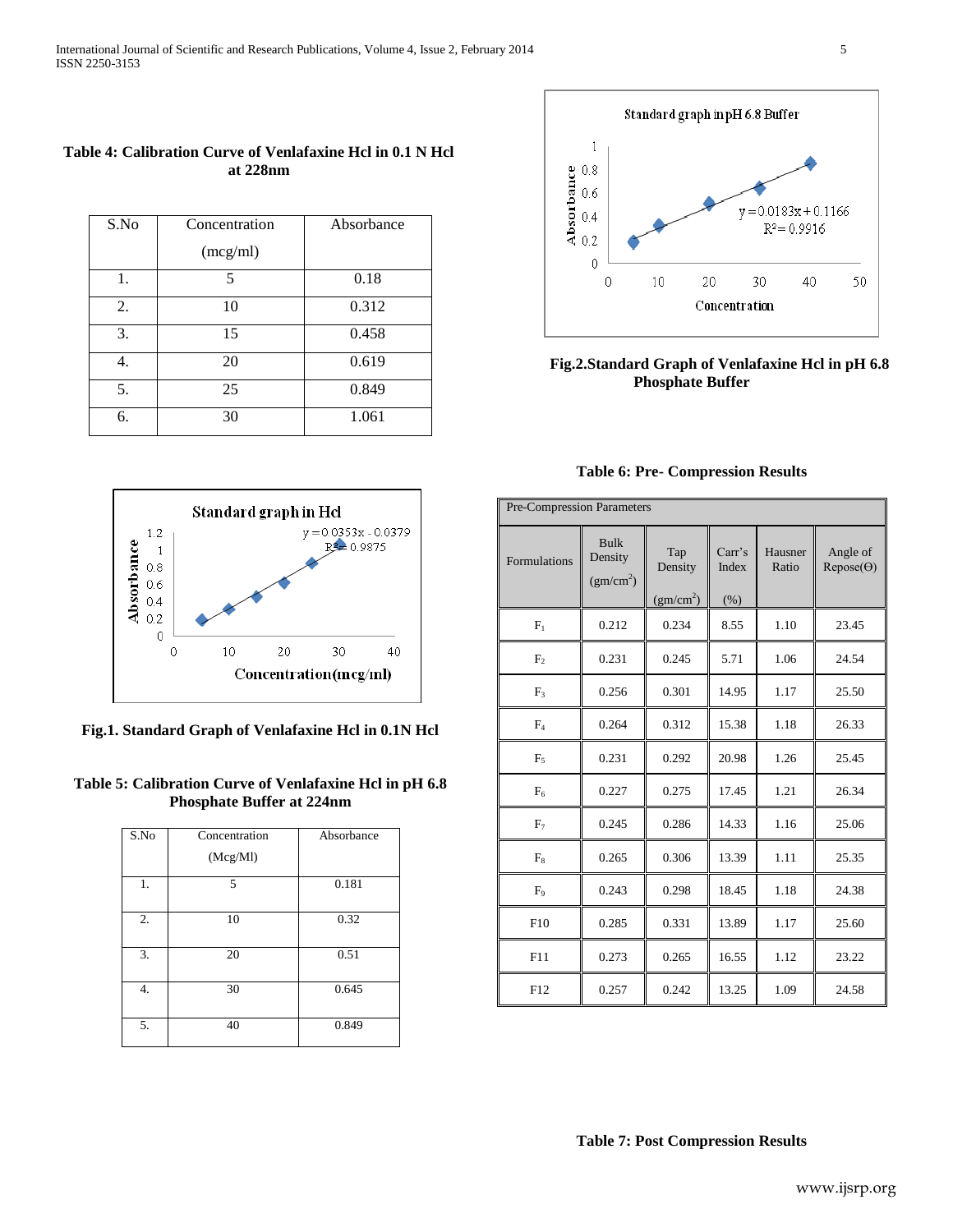**Table 4: Calibration Curve of Venlafaxine Hcl in 0.1 N Hcl at 228nm**

| S.No | Concentration (mcg/ml) | Absorbance |
|---|---|---|
| 1. | 5 | 0.18 |
| 2. | 10 | 0.312 |
| 3. | 15 | 0.458 |
| 4. | 20 | 0.619 |
| 5. | 25 | 0.849 |
| 6. | 30 | 1.061 |

**Fig.1. Standard Graph of Venlafaxine Hcl in 0.1N Hcl**

**Table 5: Calibration Curve of Venlafaxine Hcl in pH 6.8 Phosphate Buffer at 224nm**

| S.No | Concentration (Mcg/Ml) | Absorbance |
|---|---|---|
| 1. | 5 | 0.181 |
| 2. | 10 | 0.32 |
| 3. | 20 | 0.51 |
| 4. | 30 | 0.645 |
| 5. | 40 | 0.849 |

**Fig.2.Standard Graph of Venlafaxine Hcl in pH 6.8 Phosphate Buffer**

**Table 6: Pre- Compression Results**

| Pre-Compression Parameters | | | | | |
|---|---|---|---|---|---|
| Formulations | Bulk Density ($gm/cm^2$) | Tap Density ($gm/cm^2$) | Carr's Index (%) | Hausner Ratio | Angle of Repose(Θ) |
| $F_1$ | 0.212 | 0.234 | 8.55 | 1.10 | 23.45 |
| $F_2$ | 0.231 | 0.245 | 5.71 | 1.06 | 24.54 |
| $F_3$ | 0.256 | 0.301 | 14.95 | 1.17 | 25.50 |
| $F_4$ | 0.264 | 0.312 | 15.38 | 1.18 | 26.33 |
| $F_5$ | 0.231 | 0.292 | 20.98 | 1.26 | 25.45 |
| $F_6$ | 0.227 | 0.275 | 17.45 | 1.21 | 26.34 |
| $F_7$ | 0.245 | 0.286 | 14.33 | 1.16 | 25.06 |
| $F_8$ | 0.265 | 0.306 | 13.39 | 1.11 | 25.35 |
| $F_9$ | 0.243 | 0.298 | 18.45 | 1.18 | 24.38 |
| F10 | 0.285 | 0.331 | 13.89 | 1.17 | 25.60 |
| F11 | 0.273 | 0.265 | 16.55 | 1.12 | 23.22 |
| F12 | 0.257 | 0.242 | 13.25 | 1.09 | 24.58 |

**Table 7: Post Compression Results**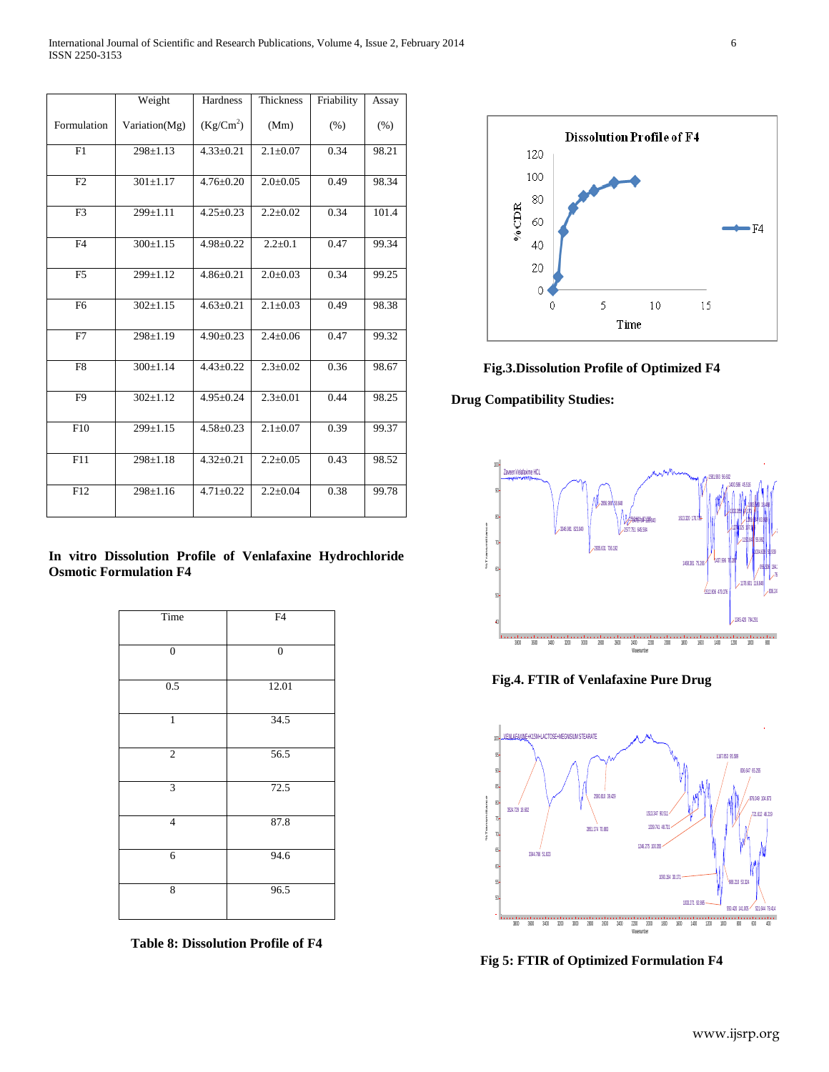| Formulation | Weight Variation(Mg) | Hardness ($Kg/Cm^2$) | Thickness (Mm) | Friability (%) | Assay (%) |
|---|---|---|---|---|---|
| F1 | 298±1.13 | 4.33±0.21 | 2.1±0.07 | 0.34 | 98.21 |
| F2 | 301±1.17 | 4.76±0.20 | 2.0±0.05 | 0.49 | 98.34 |
| F3 | 299±1.11 | 4.25±0.23 | 2.2±0.02 | 0.34 | 101.4 |
| F4 | 300±1.15 | 4.98±0.22 | 2.2±0.1 | 0.47 | 99.34 |
| F5 | 299±1.12 | 4.86±0.21 | 2.0±0.03 | 0.34 | 99.25 |
| F6 | 302±1.15 | 4.63±0.21 | 2.1±0.03 | 0.49 | 98.38 |
| F7 | 298±1.19 | 4.90±0.23 | 2.4±0.06 | 0.47 | 99.32 |
| F8 | 300±1.14 | 4.43±0.22 | 2.3±0.02 | 0.36 | 98.67 |
| F9 | 302±1.12 | 4.95±0.24 | 2.3±0.01 | 0.44 | 98.25 |
| F10 | 299±1.15 | 4.58±0.23 | 2.1±0.07 | 0.39 | 99.37 |
| F11 | 298±1.18 | 4.32±0.21 | 2.2±0.05 | 0.43 | 98.52 |
| F12 | 298±1.16 | 4.71±0.22 | 2.2±0.04 | 0.38 | 99.78 |

**In vitro Dissolution Profile of Venlafaxine Hydrochloride Osmotic Formulation F4**

| Time | F4 |
|---|---|
| 0 | 0 |
| 0.5 | 12.01 |
| 1 | 34.5 |
| 2 | 56.5 |
| 3 | 72.5 |
| 4 | 87.8 |
| 6 | 94.6 |
| 8 | 96.5 |

**Table 8: Dissolution Profile of F4**

**Fig.3.Dissolution Profile of Optimized F4**

**Drug Compatibility Studies:**

**Fig.4. FTIR of Venlafaxine Pure Drug**

**Fig 5: FTIR of Optimized Formulation F4**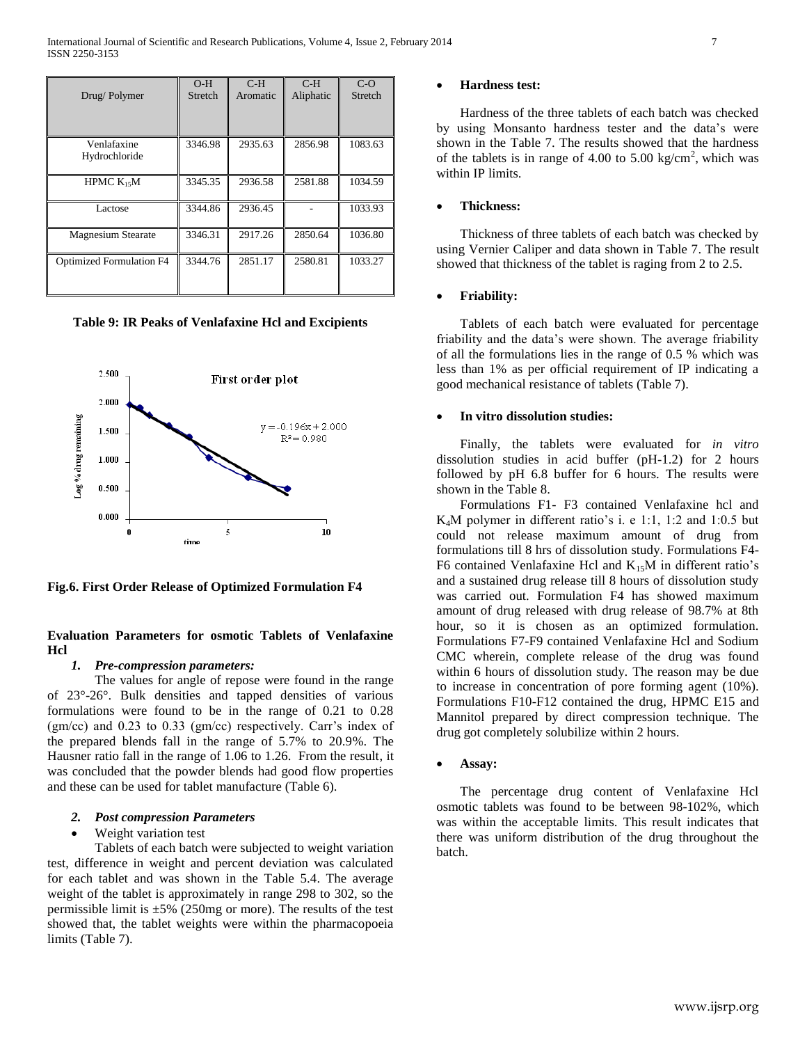| Drug/ Polymer | O-H Stretch | C-H Aromatic | C-H Aliphatic | C-O Stretch |
|---|---|---|---|---|
| Venlafaxine Hydrochloride | 3346.98 | 2935.63 | 2856.98 | 1083.63 |
| HPMC $K_{15}M$ | 3345.35 | 2936.58 | 2581.88 | 1034.59 |
| Lactose | 3344.86 | 2936.45 | - | 1033.93 |
| Magnesium Stearate | 3346.31 | 2917.26 | 2850.64 | 1036.80 |
| Optimized Formulation F4 | 3344.76 | 2851.17 | 2580.81 | 1033.27 |

**Table 9: IR Peaks of Venlafaxine Hcl and Excipients**

**Fig.6. First Order Release of Optimized Formulation F4**

### Evaluation Parameters for osmotic Tablets of Venlafaxine Hcl

#### *1. Pre-compression parameters:*

The values for angle of repose were found in the range of 23°-26°. Bulk densities and tapped densities of various formulations were found to be in the range of 0.21 to 0.28 (gm/cc) and 0.23 to 0.33 (gm/cc) respectively. Carr's index of the prepared blends fall in the range of 5.7% to 20.9%. The Hausner ratio fall in the range of 1.06 to 1.26. From the result, it was concluded that the powder blends had good flow properties and these can be used for tablet manufacture (Table 6).

#### *2. Post compression Parameters*

- Weight variation test

Tablets of each batch were subjected to weight variation test, difference in weight and percent deviation was calculated for each tablet and was shown in the Table 5.4. The average weight of the tablet is approximately in range 298 to 302, so the permissible limit is ±5% (250mg or more). The results of the test showed that, the tablet weights were within the pharmacopoeia limits (Table 7).

- **Hardness test:**

Hardness of the three tablets of each batch was checked by using Monsanto hardness tester and the data's were shown in the Table 7. The results showed that the hardness of the tablets is in range of 4.00 to 5.00 kg/cm$^2$, which was within IP limits.

- **Thickness:**

Thickness of three tablets of each batch was checked by using Vernier Caliper and data shown in Table 7. The result showed that thickness of the tablet is raging from 2 to 2.5.

- **Friability:**

Tablets of each batch were evaluated for percentage friability and the data's were shown. The average friability of all the formulations lies in the range of 0.5 % which was less than 1% as per official requirement of IP indicating a good mechanical resistance of tablets (Table 7).

- **In vitro dissolution studies:**

Finally, the tablets were evaluated for *in vitro* dissolution studies in acid buffer (pH-1.2) for 2 hours followed by pH 6.8 buffer for 6 hours. The results were shown in the Table 8.

Formulations F1- F3 contained Venlafaxine hcl and $K_4M$ polymer in different ratio's i. e 1:1, 1:2 and 1:0.5 but could not release maximum amount of drug from formulations till 8 hrs of dissolution study. Formulations F4-F6 contained Venlafaxine Hcl and $K_{15}M$ in different ratio's and a sustained drug release till 8 hours of dissolution study was carried out. Formulation F4 has showed maximum amount of drug released with drug release of 98.7% at 8th hour, so it is chosen as an optimized formulation. Formulations F7-F9 contained Venlafaxine Hcl and Sodium CMC wherein, complete release of the drug was found within 6 hours of dissolution study. The reason may be due to increase in concentration of pore forming agent (10%). Formulations F10-F12 contained the drug, HPMC E15 and Mannitol prepared by direct compression technique. The drug got completely solubilize within 2 hours.

- **Assay:**

The percentage drug content of Venlafaxine Hcl osmotic tablets was found to be between 98-102%, which was within the acceptable limits. This result indicates that there was uniform distribution of the drug throughout the batch.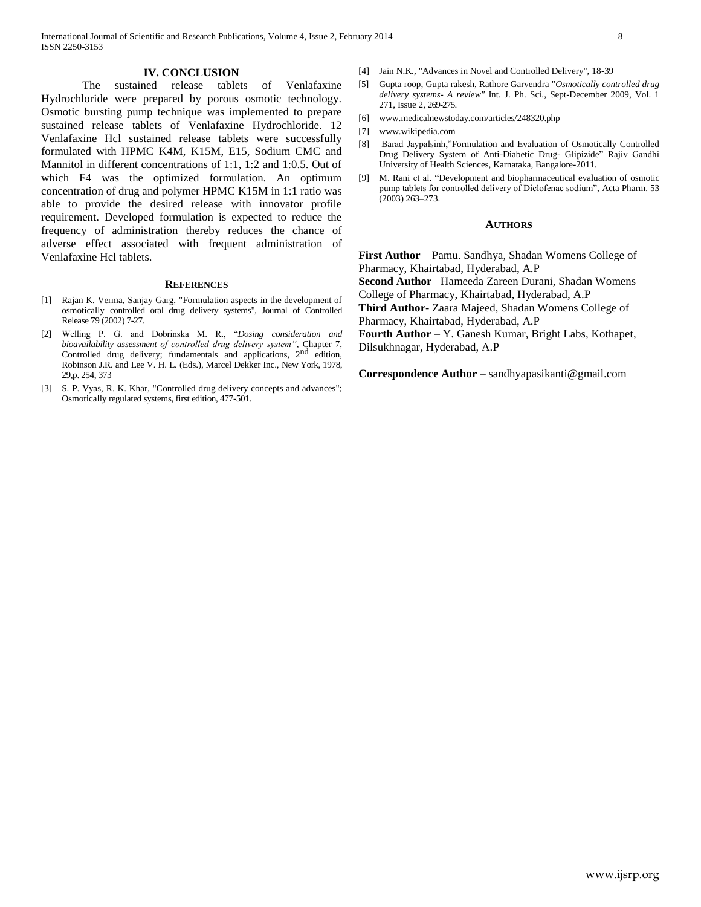## IV. CONCLUSION

The sustained release tablets of Venlafaxine Hydrochloride were prepared by porous osmotic technology. Osmotic bursting pump technique was implemented to prepare sustained release tablets of Venlafaxine Hydrochloride. 12 Venlafaxine Hcl sustained release tablets were successfully formulated with HPMC K4M, K15M, E15, Sodium CMC and Mannitol in different concentrations of 1:1, 1:2 and 1:0.5. Out of which F4 was the optimized formulation. An optimum concentration of drug and polymer HPMC K15M in 1:1 ratio was able to provide the desired release with innovator profile requirement. Developed formulation is expected to reduce the frequency of administration thereby reduces the chance of adverse effect associated with frequent administration of Venlafaxine Hcl tablets.

## REFERENCES

[1] Rajan K. Verma, Sanjay Garg, "Formulation aspects in the development of osmotically controlled oral drug delivery systems", Journal of Controlled Release 79 (2002) 7-27.

[2] Welling P. G. and Dobrinska M. R., "*Dosing consideration and bioavailability assessment of controlled drug delivery system"*, Chapter 7, Controlled drug delivery; fundamentals and applications, 2nd edition, Robinson J.R. and Lee V. H. L. (Eds.), Marcel Dekker Inc., New York, 1978, 29,p. 254, 373

[3] S. P. Vyas, R. K. Khar, "Controlled drug delivery concepts and advances"; Osmotically regulated systems, first edition, 477-501.

[4] Jain N.K., "Advances in Novel and Controlled Delivery", 18-39

[5] Gupta roop, Gupta rakesh, Rathore Garvendra "*Osmotically controlled drug delivery systems- A review"* Int. J. Ph. Sci., Sept-December 2009, Vol. 1 271, Issue 2, 269-275.

[6] www.medicalnewstoday.com/articles/248320.php

[7] www.wikipedia.com

[8] Barad Jaypalsinh,"Formulation and Evaluation of Osmotically Controlled Drug Delivery System of Anti-Diabetic Drug- Glipizide" Rajiv Gandhi University of Health Sciences, Karnataka, Bangalore-2011.

[9] M. Rani et al. "Development and biopharmaceutical evaluation of osmotic pump tablets for controlled delivery of Diclofenac sodium", Acta Pharm. 53 (2003) 263–273.

## AUTHORS

**First Author** – Pamu. Sandhya, Shadan Womens College of Pharmacy, Khairtabad, Hyderabad, A.P

**Second Author** –Hameeda Zareen Durani, Shadan Womens College of Pharmacy, Khairtabad, Hyderabad, A.P

**Third Author**- Zaara Majeed, Shadan Womens College of Pharmacy, Khairtabad, Hyderabad, A.P

**Fourth Author** – Y. Ganesh Kumar, Bright Labs, Kothapet, Dilsukhnagar, Hyderabad, A.P

**Correspondence Author** – sandhyapasikanti@gmail.com